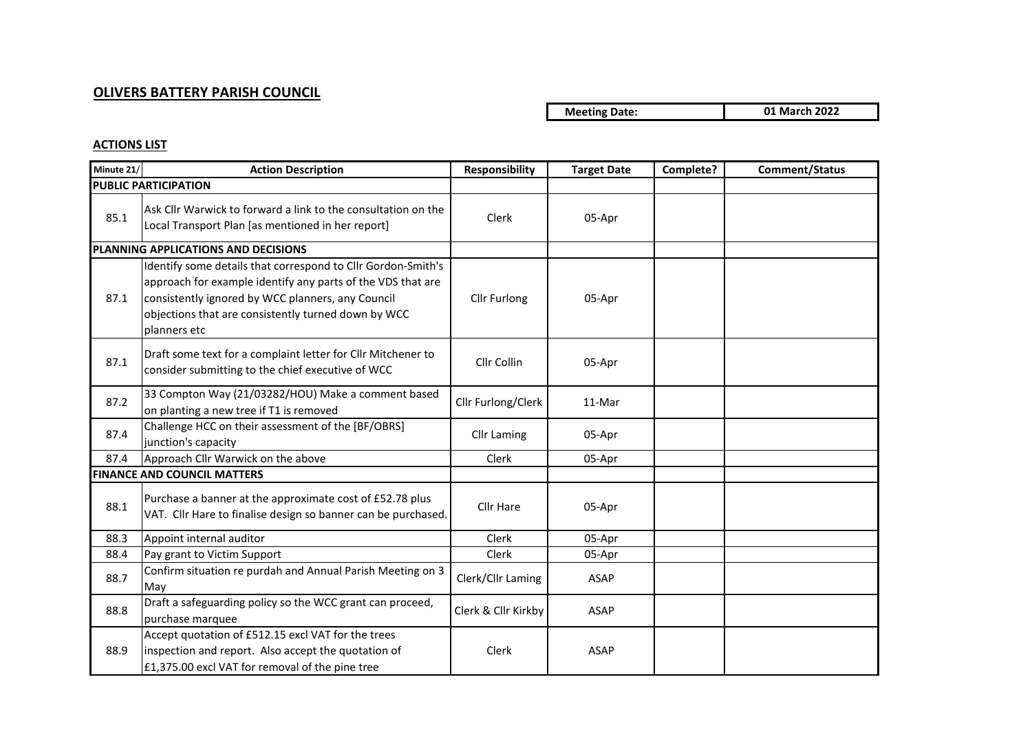## OLIVERS BATTERY PARISH COUNCIL

| Meeting Date: | 01 March 2022 |
|---|---|

### ACTIONS LIST

| Minute 21/ | Action Description | Responsibility | Target Date | Complete? | Comment/Status |
|---|---|---|---|---|---|
| **PUBLIC PARTICIPATION** | | | | | |
| 85.1 | Ask Cllr Warwick to forward a link to the consultation on the Local Transport Plan [as mentioned in her report] | Clerk | 05-Apr | | |
| **PLANNING APPLICATIONS AND DECISIONS** | | | | | |
| 87.1 | Identify some details that correspond to Cllr Gordon-Smith's approach for example identify any parts of the VDS that are consistently ignored by WCC planners, any Council objections that are consistently turned down by WCC planners etc | Cllr Furlong | 05-Apr | | |
| 87.1 | Draft some text for a complaint letter for Cllr Mitchener to consider submitting to the chief executive of WCC | Cllr Collin | 05-Apr | | |
| 87.2 | 33 Compton Way (21/03282/HOU) Make a comment based on planting a new tree if T1 is removed | Cllr Furlong/Clerk | 11-Mar | | |
| 87.4 | Challenge HCC on their assessment of the [BF/OBRS] junction's capacity | Cllr Laming | 05-Apr | | |
| 87.4 | Approach Cllr Warwick on the above | Clerk | 05-Apr | | |
| **FINANCE AND COUNCIL MATTERS** | | | | | |
| 88.1 | Purchase a banner at the approximate cost of £52.78 plus VAT. Cllr Hare to finalise design so banner can be purchased. | Cllr Hare | 05-Apr | | |
| 88.3 | Appoint internal auditor | Clerk | 05-Apr | | |
| 88.4 | Pay grant to Victim Support | Clerk | 05-Apr | | |
| 88.7 | Confirm situation re purdah and Annual Parish Meeting on 3 May | Clerk/Cllr Laming | ASAP | | |
| 88.8 | Draft a safeguarding policy so the WCC grant can proceed, purchase marquee | Clerk & Cllr Kirkby | ASAP | | |
| 88.9 | Accept quotation of £512.15 excl VAT for the trees inspection and report. Also accept the quotation of £1,375.00 excl VAT for removal of the pine tree | Clerk | ASAP | | |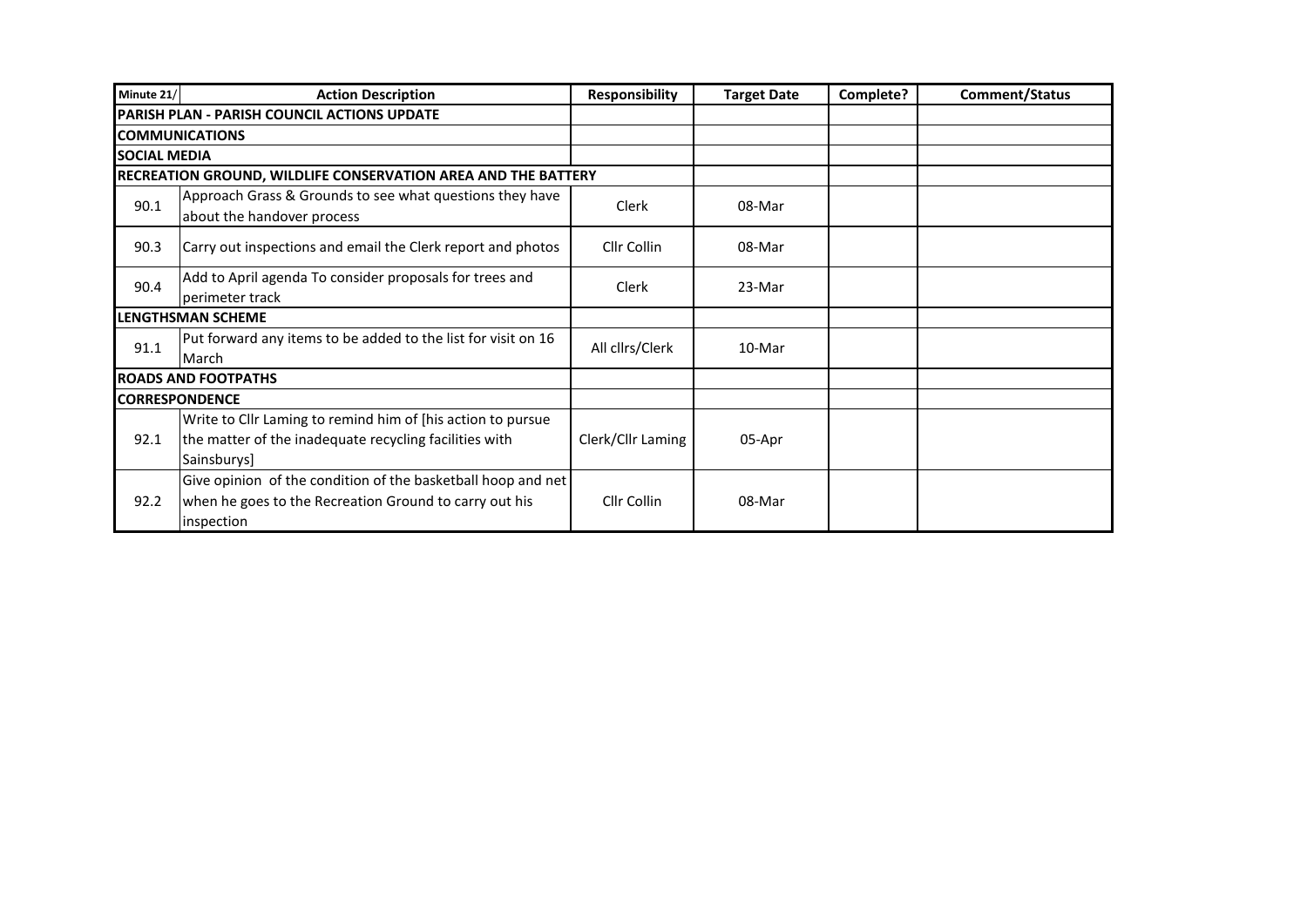| Minute 21/ | Action Description | Responsibility | Target Date | Complete? | Comment/Status |
|---|---|---|---|---|---|
| **PARISH PLAN - PARISH COUNCIL ACTIONS UPDATE** | | | | | |
| **COMMUNICATIONS** | | | | | |
| **SOCIAL MEDIA** | | | | | |
| **RECREATION GROUND, WILDLIFE CONSERVATION AREA AND THE BATTERY** | | | | | |
| 90.1 | Approach Grass & Grounds to see what questions they have about the handover process | Clerk | 08-Mar | | |
| 90.3 | Carry out inspections and email the Clerk report and photos | Cllr Collin | 08-Mar | | |
| 90.4 | Add to April agenda To consider proposals for trees and perimeter track | Clerk | 23-Mar | | |
| **LENGTHSMAN SCHEME** | | | | | |
| 91.1 | Put forward any items to be added to the list for visit on 16 March | All cllrs/Clerk | 10-Mar | | |
| **ROADS AND FOOTPATHS** | | | | | |
| **CORRESPONDENCE** | | | | | |
| 92.1 | Write to Cllr Laming to remind him of [his action to pursue the matter of the inadequate recycling facilities with Sainsburys] | Clerk/Cllr Laming | 05-Apr | | |
| 92.2 | Give opinion of the condition of the basketball hoop and net when he goes to the Recreation Ground to carry out his inspection | Cllr Collin | 08-Mar | | |